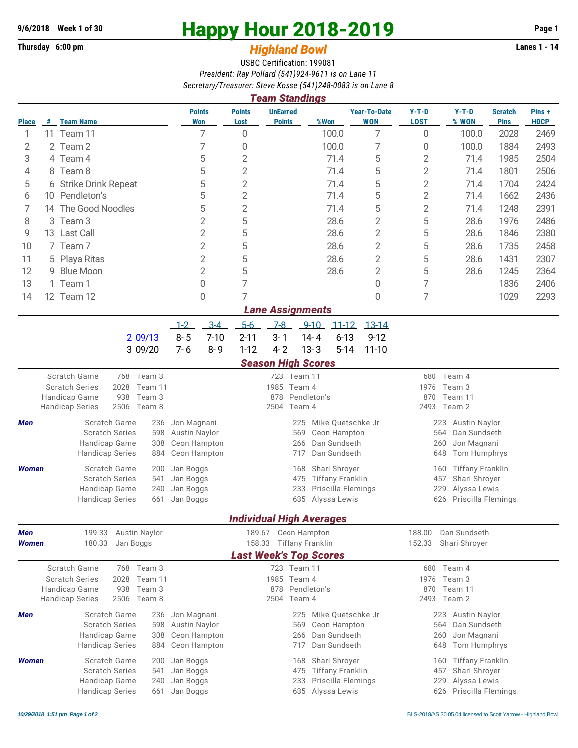9/6/2018 Week 1 of 30

Thursday 6:00 pm

# Happy Hour 2018-2019

## *Highland Bowl*

Lanes 1 - 14

USBC Certification: 199081

*President: Ray Pollard (541)924-9611 is on Lane 11*

*Secretary/Treasurer: Steve Kosse (541)248-0083 is on Lane 8*

### *Team Standings*

| Place | # | Team Name | Points Won | Points Lost | UnEarned Points | %Won | Year-To-Date WON | Y-T-D LOST | Y-T-D % WON | Scratch Pins | Pins + HDCP |
|---|---|---|---|---|---|---|---|---|---|---|---|
| 1 | 11 | Team 11 | 7 | 0 | | 100.0 | 7 | 0 | 100.0 | 2028 | 2469 |
| 2 | 2 | Team 2 | 7 | 0 | | 100.0 | 7 | 0 | 100.0 | 1884 | 2493 |
| 3 | 4 | Team 4 | 5 | 2 | | 71.4 | 5 | 2 | 71.4 | 1985 | 2504 |
| 4 | 8 | Team 8 | 5 | 2 | | 71.4 | 5 | 2 | 71.4 | 1801 | 2506 |
| 5 | 6 | Strike Drink Repeat | 5 | 2 | | 71.4 | 5 | 2 | 71.4 | 1704 | 2424 |
| 6 | 10 | Pendleton's | 5 | 2 | | 71.4 | 5 | 2 | 71.4 | 1662 | 2436 |
| 7 | 14 | The Good Noodles | 5 | 2 | | 71.4 | 5 | 2 | 71.4 | 1248 | 2391 |
| 8 | 3 | Team 3 | 2 | 5 | | 28.6 | 2 | 5 | 28.6 | 1976 | 2486 |
| 9 | 13 | Last Call | 2 | 5 | | 28.6 | 2 | 5 | 28.6 | 1846 | 2380 |
| 10 | 7 | Team 7 | 2 | 5 | | 28.6 | 2 | 5 | 28.6 | 1735 | 2458 |
| 11 | 5 | Playa Ritas | 2 | 5 | | 28.6 | 2 | 5 | 28.6 | 1431 | 2307 |
| 12 | 9 | Blue Moon | 2 | 5 | | 28.6 | 2 | 5 | 28.6 | 1245 | 2364 |
| 13 | 1 | Team 1 | 0 | 7 | | | 0 | 7 | | 1836 | 2406 |
| 14 | 12 | Team 12 | 0 | 7 | | | 0 | 7 | | 1029 | 2293 |

### *Lane Assignments*

| | 1-2 | 3-4 | 5-6 | 7-8 | 9-10 | 11-12 | 13-14 |
|---|---|---|---|---|---|---|---|
| 2 09/13 | 8- 5 | 7-10 | 2-11 | 3- 1 | 14- 4 | 6-13 | 9-12 |
| 3 09/20 | 7- 6 | 8- 9 | 1-12 | 4- 2 | 13- 3 | 5-14 | 11-10 |

### *Season High Scores*

| | | | | | | |
|---|---|---|---|---|---|---|
| Scratch Game | 768 | Team 3 | 723 | Team 11 | 680 | Team 4 |
| Scratch Series | 2028 | Team 11 | 1985 | Team 4 | 1976 | Team 3 |
| Handicap Game | 938 | Team 3 | 878 | Pendleton's | 870 | Team 11 |
| Handicap Series | 2506 | Team 8 | 2504 | Team 4 | 2493 | Team 2 |

***Men***

| | | | | | | |
|---|---|---|---|---|---|---|
| Scratch Game | 236 | Jon Magnani | 225 | Mike Quetschke Jr | 223 | Austin Naylor |
| Scratch Series | 598 | Austin Naylor | 569 | Ceon Hampton | 564 | Dan Sundseth |
| Handicap Game | 308 | Ceon Hampton | 266 | Dan Sundseth | 260 | Jon Magnani |
| Handicap Series | 884 | Ceon Hampton | 717 | Dan Sundseth | 648 | Tom Humphrys |

***Women***

| | | | | | | |
|---|---|---|---|---|---|---|
| Scratch Game | 200 | Jan Boggs | 168 | Shari Shroyer | 160 | Tiffany Franklin |
| Scratch Series | 541 | Jan Boggs | 475 | Tiffany Franklin | 457 | Shari Shroyer |
| Handicap Game | 240 | Jan Boggs | 233 | Priscilla Flemings | 229 | Alyssa Lewis |
| Handicap Series | 661 | Jan Boggs | 635 | Alyssa Lewis | 626 | Priscilla Flemings |

### *Individual High Averages*

| | | | | | | |
|---|---|---|---|---|---|---|
| **Men** | 199.33 | Austin Naylor | 189.67 | Ceon Hampton | 188.00 | Dan Sundseth |
| **Women** | 180.33 | Jan Boggs | 158.33 | Tiffany Franklin | 152.33 | Shari Shroyer |

### *Last Week's Top Scores*

| | | | | | | |
|---|---|---|---|---|---|---|
| Scratch Game | 768 | Team 3 | 723 | Team 11 | 680 | Team 4 |
| Scratch Series | 2028 | Team 11 | 1985 | Team 4 | 1976 | Team 3 |
| Handicap Game | 938 | Team 3 | 878 | Pendleton's | 870 | Team 11 |
| Handicap Series | 2506 | Team 8 | 2504 | Team 4 | 2493 | Team 2 |

***Men***

| | | | | | | |
|---|---|---|---|---|---|---|
| Scratch Game | 236 | Jon Magnani | 225 | Mike Quetschke Jr | 223 | Austin Naylor |
| Scratch Series | 598 | Austin Naylor | 569 | Ceon Hampton | 564 | Dan Sundseth |
| Handicap Game | 308 | Ceon Hampton | 266 | Dan Sundseth | 260 | Jon Magnani |
| Handicap Series | 884 | Ceon Hampton | 717 | Dan Sundseth | 648 | Tom Humphrys |

***Women***

| | | | | | | |
|---|---|---|---|---|---|---|
| Scratch Game | 200 | Jan Boggs | 168 | Shari Shroyer | 160 | Tiffany Franklin |
| Scratch Series | 541 | Jan Boggs | 475 | Tiffany Franklin | 457 | Shari Shroyer |
| Handicap Game | 240 | Jan Boggs | 233 | Priscilla Flemings | 229 | Alyssa Lewis |
| Handicap Series | 661 | Jan Boggs | 635 | Alyssa Lewis | 626 | Priscilla Flemings |

*10/29/2018 1:51 pm*

BLS-2018/AS 30.05.04 licensed to Scott Yarrow - Highland Bowl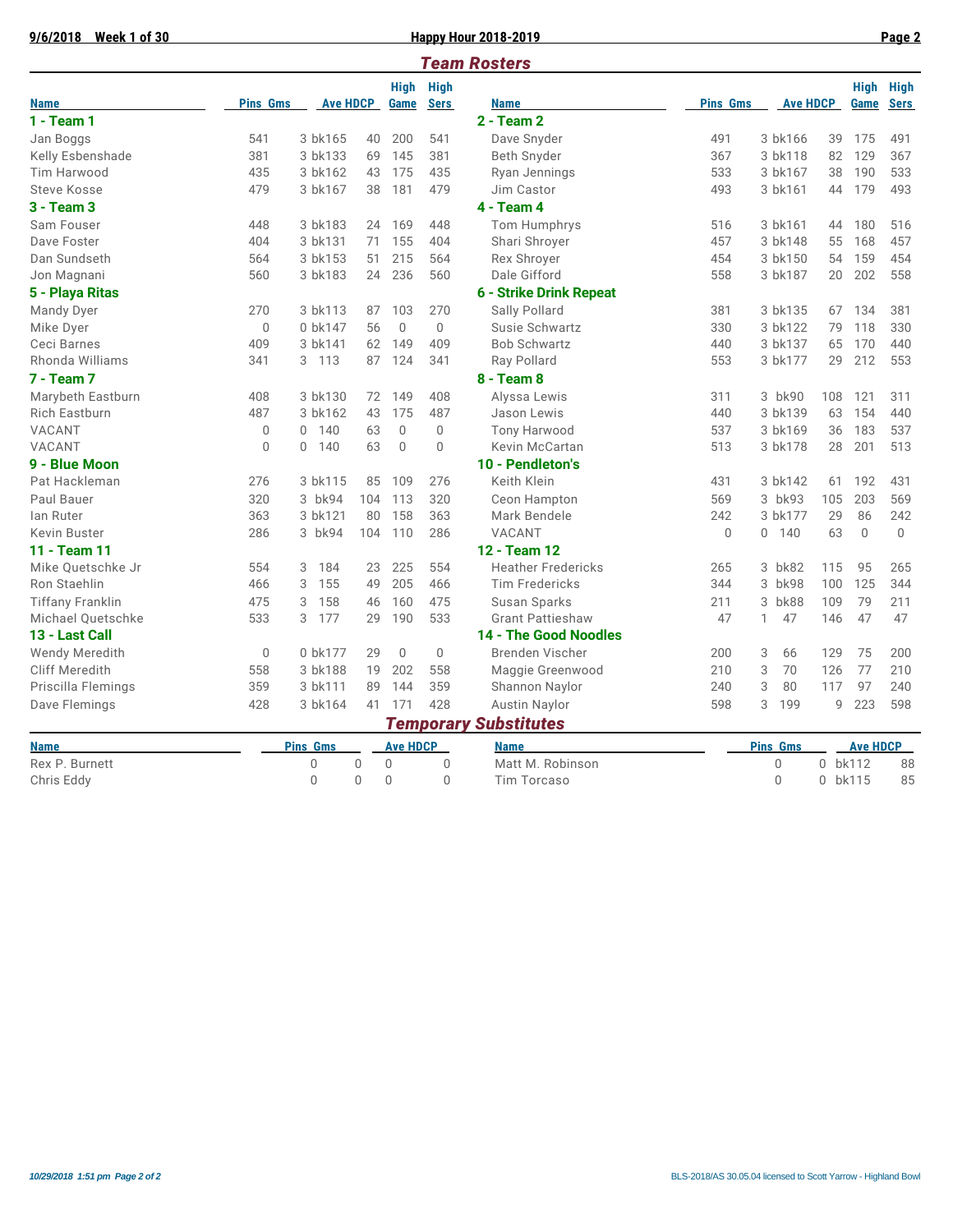## Team Rosters

| Name | Pins | Gms | Ave | HDCP | High Game | High Sers |
|---|---|---|---|---|---|---|
| **1 - Team 1** | | | | | | |
| Jan Boggs | 541 | 3 | bk165 | 40 | 200 | 541 |
| Kelly Esbenshade | 381 | 3 | bk133 | 69 | 145 | 381 |
| Tim Harwood | 435 | 3 | bk162 | 43 | 175 | 435 |
| Steve Kosse | 479 | 3 | bk167 | 38 | 181 | 479 |
| **2 - Team 2** | | | | | | |
| Dave Snyder | 491 | 3 | bk166 | 39 | 175 | 491 |
| Beth Snyder | 367 | 3 | bk118 | 82 | 129 | 367 |
| Ryan Jennings | 533 | 3 | bk167 | 38 | 190 | 533 |
| Jim Castor | 493 | 3 | bk161 | 44 | 179 | 493 |
| **3 - Team 3** | | | | | | |
| Sam Fouser | 448 | 3 | bk183 | 24 | 169 | 448 |
| Dave Foster | 404 | 3 | bk131 | 71 | 155 | 404 |
| Dan Sundseth | 564 | 3 | bk153 | 51 | 215 | 564 |
| Jon Magnani | 560 | 3 | bk183 | 24 | 236 | 560 |
| **4 - Team 4** | | | | | | |
| Tom Humphrys | 516 | 3 | bk161 | 44 | 180 | 516 |
| Shari Shroyer | 457 | 3 | bk148 | 55 | 168 | 457 |
| Rex Shroyer | 454 | 3 | bk150 | 54 | 159 | 454 |
| Dale Gifford | 558 | 3 | bk187 | 20 | 202 | 558 |
| **5 - Playa Ritas** | | | | | | |
| Mandy Dyer | 270 | 3 | bk113 | 87 | 103 | 270 |
| Mike Dyer | 0 | 0 | bk147 | 56 | 0 | 0 |
| Ceci Barnes | 409 | 3 | bk141 | 62 | 149 | 409 |
| Rhonda Williams | 341 | 3 | 113 | 87 | 124 | 341 |
| **6 - Strike Drink Repeat** | | | | | | |
| Sally Pollard | 381 | 3 | bk135 | 67 | 134 | 381 |
| Susie Schwartz | 330 | 3 | bk122 | 79 | 118 | 330 |
| Bob Schwartz | 440 | 3 | bk137 | 65 | 170 | 440 |
| Ray Pollard | 553 | 3 | bk177 | 29 | 212 | 553 |
| **7 - Team 7** | | | | | | |
| Marybeth Eastburn | 408 | 3 | bk130 | 72 | 149 | 408 |
| Rich Eastburn | 487 | 3 | bk162 | 43 | 175 | 487 |
| VACANT | 0 | 0 | 140 | 63 | 0 | 0 |
| VACANT | 0 | 0 | 140 | 63 | 0 | 0 |
| **8 - Team 8** | | | | | | |
| Alyssa Lewis | 311 | 3 | bk90 | 108 | 121 | 311 |
| Jason Lewis | 440 | 3 | bk139 | 63 | 154 | 440 |
| Tony Harwood | 537 | 3 | bk169 | 36 | 183 | 537 |
| Kevin McCartan | 513 | 3 | bk178 | 28 | 201 | 513 |
| **9 - Blue Moon** | | | | | | |
| Pat Hackleman | 276 | 3 | bk115 | 85 | 109 | 276 |
| Paul Bauer | 320 | 3 | bk94 | 104 | 113 | 320 |
| Ian Ruter | 363 | 3 | bk121 | 80 | 158 | 363 |
| Kevin Buster | 286 | 3 | bk94 | 104 | 110 | 286 |
| **10 - Pendleton's** | | | | | | |
| Keith Klein | 431 | 3 | bk142 | 61 | 192 | 431 |
| Ceon Hampton | 569 | 3 | bk93 | 105 | 203 | 569 |
| Mark Bendele | 242 | 3 | bk177 | 29 | 86 | 242 |
| VACANT | 0 | 0 | 140 | 63 | 0 | 0 |
| **11 - Team 11** | | | | | | |
| Mike Quetschke Jr | 554 | 3 | 184 | 23 | 225 | 554 |
| Ron Staehlin | 466 | 3 | 155 | 49 | 205 | 466 |
| Tiffany Franklin | 475 | 3 | 158 | 46 | 160 | 475 |
| Michael Quetschke | 533 | 3 | 177 | 29 | 190 | 533 |
| **12 - Team 12** | | | | | | |
| Heather Fredericks | 265 | 3 | bk82 | 115 | 95 | 265 |
| Tim Fredericks | 344 | 3 | bk98 | 100 | 125 | 344 |
| Susan Sparks | 211 | 3 | bk88 | 109 | 79 | 211 |
| Grant Pattieshaw | 47 | 1 | 47 | 146 | 47 | 47 |
| **13 - Last Call** | | | | | | |
| Wendy Meredith | 0 | 0 | bk177 | 29 | 0 | 0 |
| Cliff Meredith | 558 | 3 | bk188 | 19 | 202 | 558 |
| Priscilla Flemings | 359 | 3 | bk111 | 89 | 144 | 359 |
| Dave Flemings | 428 | 3 | bk164 | 41 | 171 | 428 |
| **14 - The Good Noodles** | | | | | | |
| Brenden Vischer | 200 | 3 | 66 | 129 | 75 | 200 |
| Maggie Greenwood | 210 | 3 | 70 | 126 | 77 | 210 |
| Shannon Naylor | 240 | 3 | 80 | 117 | 97 | 240 |
| Austin Naylor | 598 | 3 | 199 | 9 | 223 | 598 |

## Temporary Substitutes

| Name | Pins | Gms | Ave | HDCP |
|---|---|---|---|---|
| Rex P. Burnett | 0 | 0 | 0 | 0 |
| Chris Eddy | 0 | 0 | 0 | 0 |
| Matt M. Robinson | 0 | 0 | bk112 | 88 |
| Tim Torcaso | 0 | 0 | bk115 | 85 |